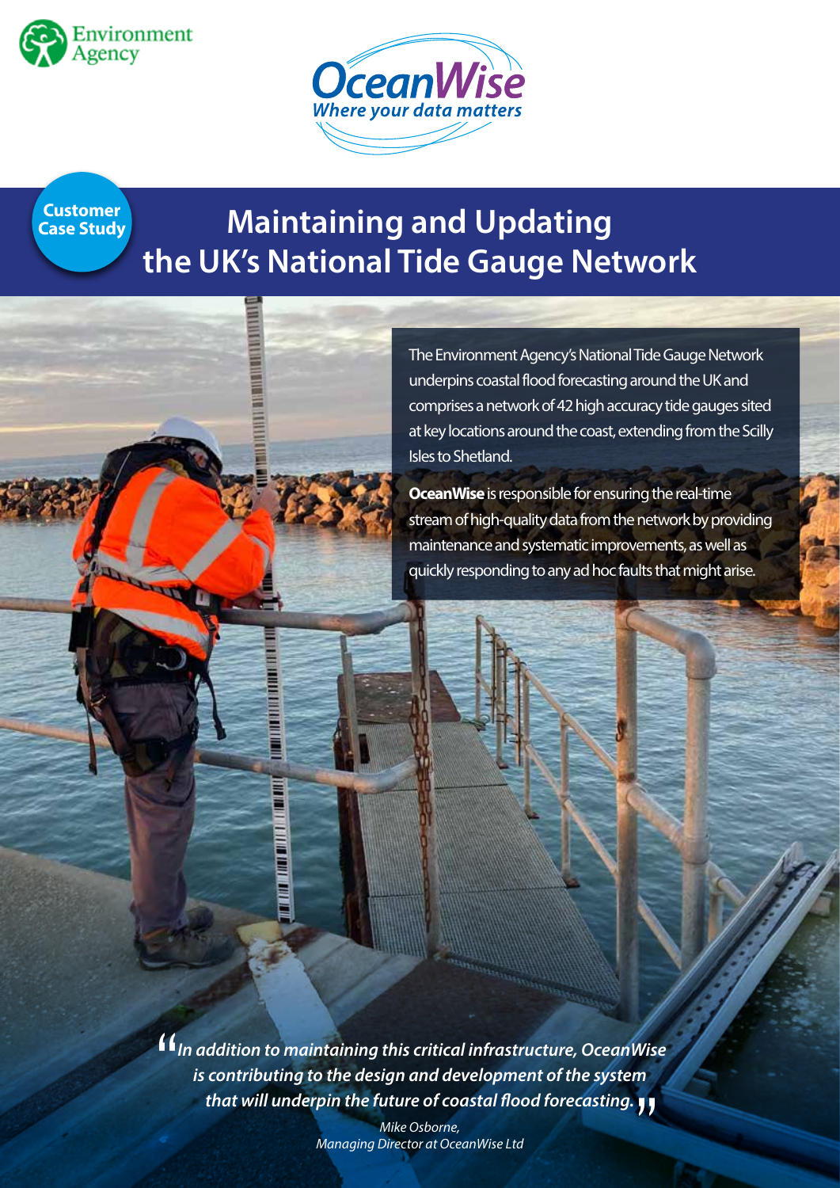Environment Agency

OceanWise
*Where your data matters*

Customer Case Study

# Maintaining and Updating the UK's National Tide Gauge Network

The Environment Agency's National Tide Gauge Network underpins coastal flood forecasting around the UK and comprises a network of 42 high accuracy tide gauges sited at key locations around the coast, extending from the Scilly Isles to Shetland.

**OceanWise** is responsible for ensuring the real-time stream of high-quality data from the network by providing maintenance and systematic improvements, as well as quickly responding to any ad hoc faults that might arise.

> *"In addition to maintaining this critical infrastructure, OceanWise is contributing to the design and development of the system that will underpin the future of coastal flood forecasting."*
>
> *Mike Osborne, Managing Director at OceanWise Ltd*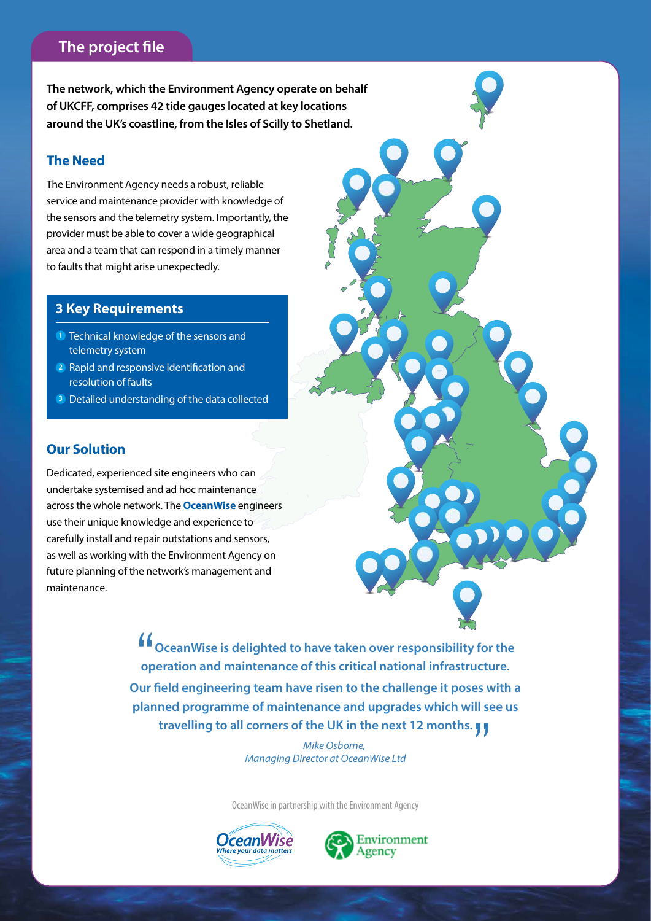## The project file

**The network, which the Environment Agency operate on behalf of UKCFF, comprises 42 tide gauges located at key locations around the UK's coastline, from the Isles of Scilly to Shetland.**

### The Need

The Environment Agency needs a robust, reliable service and maintenance provider with knowledge of the sensors and the telemetry system. Importantly, the provider must be able to cover a wide geographical area and a team that can respond in a timely manner to faults that might arise unexpectedly.

### 3 Key Requirements

1. Technical knowledge of the sensors and telemetry system
2. Rapid and responsive identification and resolution of faults
3. Detailed understanding of the data collected

### Our Solution

Dedicated, experienced site engineers who can undertake systemised and ad hoc maintenance across the whole network. The **OceanWise** engineers use their unique knowledge and experience to carefully install and repair outstations and sensors, as well as working with the Environment Agency on future planning of the network's management and maintenance.

> **"OceanWise is delighted to have taken over responsibility for the operation and maintenance of this critical national infrastructure. Our field engineering team have risen to the challenge it poses with a planned programme of maintenance and upgrades which will see us travelling to all corners of the UK in the next 12 months."**
>
> *Mike Osborne,*
> *Managing Director at OceanWise Ltd*

OceanWise in partnership with the Environment Agency

OceanWise — Where your data matters

Environment Agency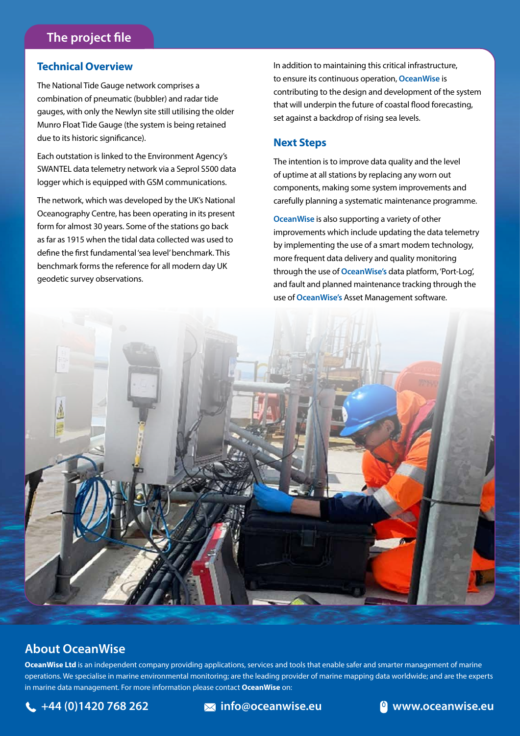## The project file

### Technical Overview

The National Tide Gauge network comprises a combination of pneumatic (bubbler) and radar tide gauges, with only the Newlyn site still utilising the older Munro Float Tide Gauge (the system is being retained due to its historic significance).

Each outstation is linked to the Environment Agency's SWANTEL data telemetry network via a Seprol S500 data logger which is equipped with GSM communications.

The network, which was developed by the UK's National Oceanography Centre, has been operating in its present form for almost 30 years. Some of the stations go back as far as 1915 when the tidal data collected was used to define the first fundamental 'sea level' benchmark. This benchmark forms the reference for all modern day UK geodetic survey observations.

In addition to maintaining this critical infrastructure, to ensure its continuous operation, OceanWise is contributing to the design and development of the system that will underpin the future of coastal flood forecasting, set against a backdrop of rising sea levels.

### Next Steps

The intention is to improve data quality and the level of uptime at all stations by replacing any worn out components, making some system improvements and carefully planning a systematic maintenance programme.

OceanWise is also supporting a variety of other improvements which include updating the data telemetry by implementing the use of a smart modem technology, more frequent data delivery and quality monitoring through the use of OceanWise's data platform, 'Port-Log', and fault and planned maintenance tracking through the use of OceanWise's Asset Management software.

## About OceanWise

**OceanWise Ltd** is an independent company providing applications, services and tools that enable safer and smarter management of marine operations. We specialise in marine environmental monitoring; are the leading provider of marine mapping data worldwide; and are the experts in marine data management. For more information please contact **OceanWise** on:

+44 (0)1420 768 262    info@oceanwise.eu    www.oceanwise.eu